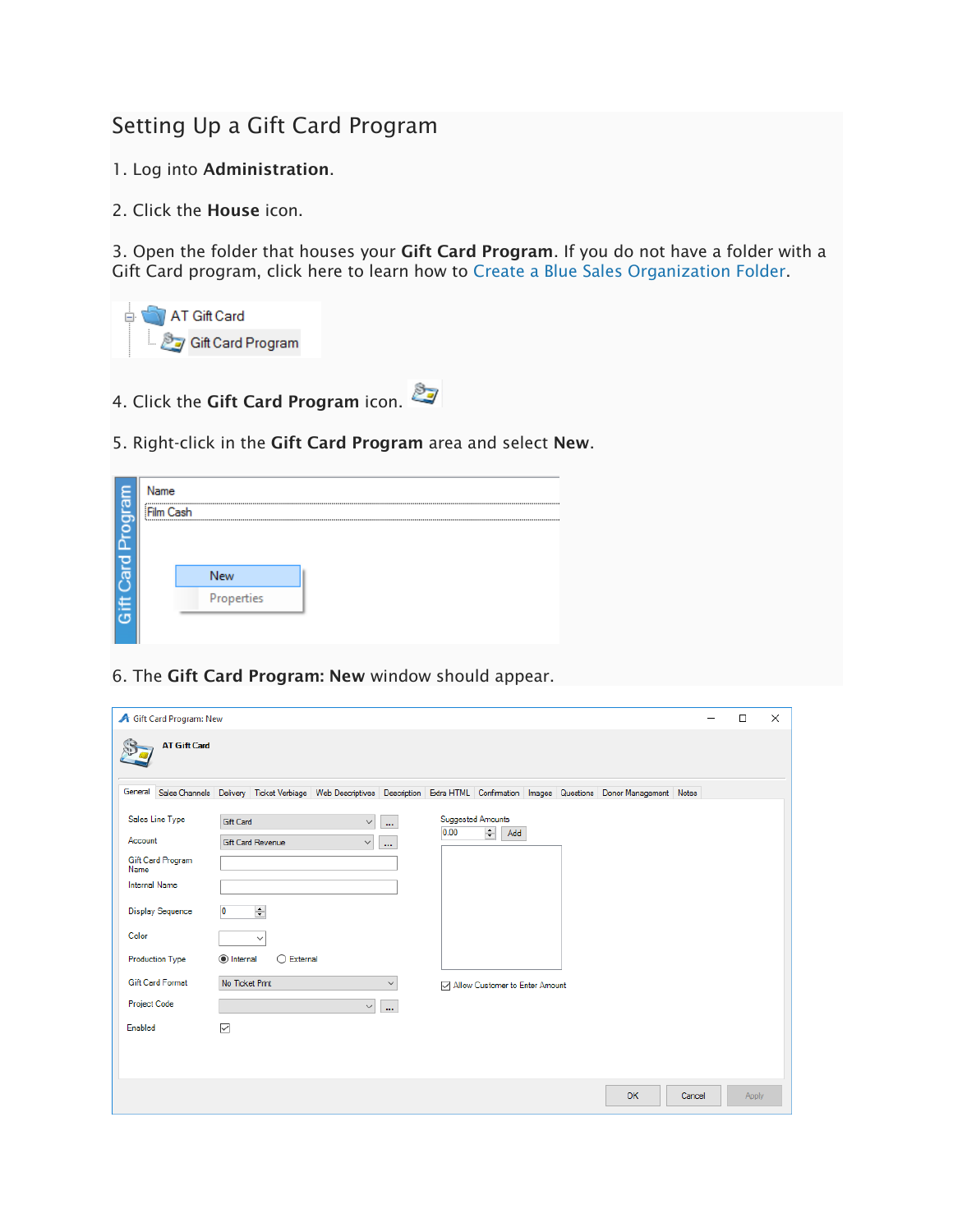# Setting Up a Gift Card Program

1. Log into **Administration**.

2. Click the **House** icon.

3. Open the folder that houses your **Gift Card Program**. If you do not have a folder with a Gift Card program, click here to learn how to Create a Blue Sales Organization Folder.

4. Click the **Gift Card Program** icon.

5. Right-click in the **Gift Card Program** area and select **New**.

6. The **Gift Card Program: New** window should appear.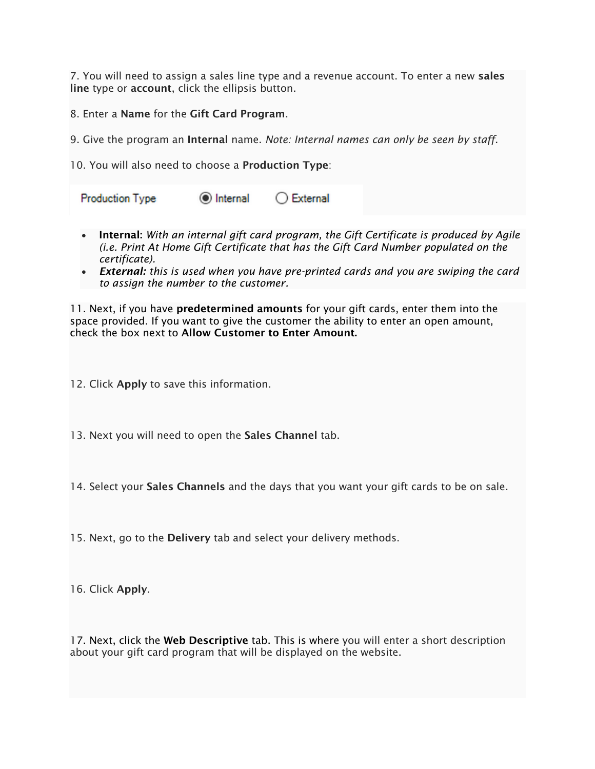7. You will need to assign a sales line type and a revenue account. To enter a new **sales line** type or **account**, click the ellipsis button.

8. Enter a **Name** for the **Gift Card Program**.

9. Give the program an **Internal** name. *Note: Internal names can only be seen by staff.*

10. You will also need to choose a **Production Type**:

Production Type (•) Internal ( ) External

- **Internal:** *With an internal gift card program, the Gift Certificate is produced by Agile (i.e. Print At Home Gift Certificate that has the Gift Card Number populated on the certificate).*
- ***External:*** *this is used when you have pre-printed cards and you are swiping the card to assign the number to the customer.*

11. Next, if you have **predetermined amounts** for your gift cards, enter them into the space provided. If you want to give the customer the ability to enter an open amount, check the box next to **Allow Customer to Enter Amount.**

12. Click **Apply** to save this information.

13. Next you will need to open the **Sales Channel** tab.

14. Select your **Sales Channels** and the days that you want your gift cards to be on sale.

15. Next, go to the **Delivery** tab and select your delivery methods.

16. Click **Apply**.

17. Next, click the **Web Descriptive** tab. This is where you will enter a short description about your gift card program that will be displayed on the website.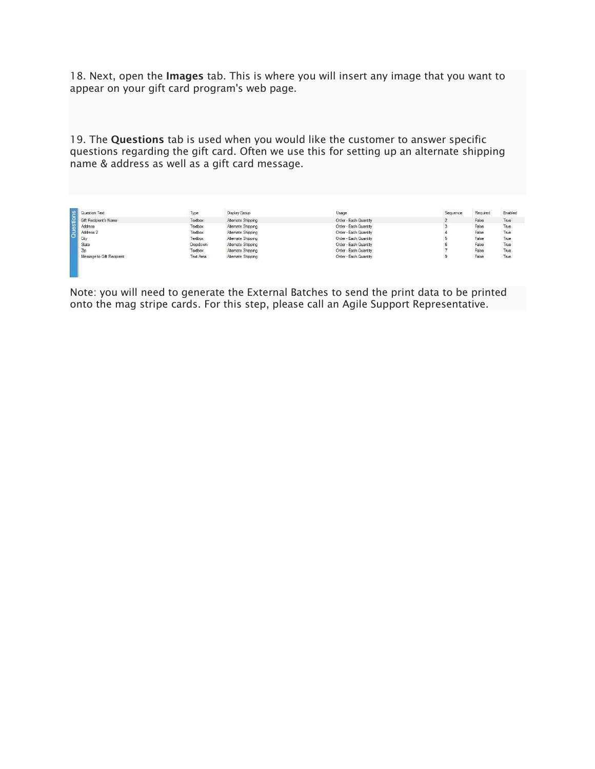18. Next, open the **Images** tab. This is where you will insert any image that you want to appear on your gift card program's web page.

19. The **Questions** tab is used when you would like the customer to answer specific questions regarding the gift card. Often we use this for setting up an alternate shipping name & address as well as a gift card message.

| Question Text | Type | Display Group | Usage | Sequence | Required | Enabled |
|---|---|---|---|---|---|---|
| Gift Recipient's Name | Textbox | Alternate Shipping | Order - Each Quantity | 2 | False | True |
| Address | Textbox | Alternate Shipping | Order - Each Quantity | 3 | False | True |
| Address 2 | Textbox | Alternate Shipping | Order - Each Quantity | 4 | False | True |
| City | Textbox | Alternate Shipping | Order - Each Quantity | 5 | False | True |
| State | Dropdown | Alternate Shipping | Order - Each Quantity | 6 | False | True |
| Zip | Textbox | Alternate Shipping | Order - Each Quantity | 7 | False | True |
| Message to Gift Recipient | Text Area | Alternate Shipping | Order - Each Quantity | 9 | False | True |

Note: you will need to generate the External Batches to send the print data to be printed onto the mag stripe cards. For this step, please call an Agile Support Representative.